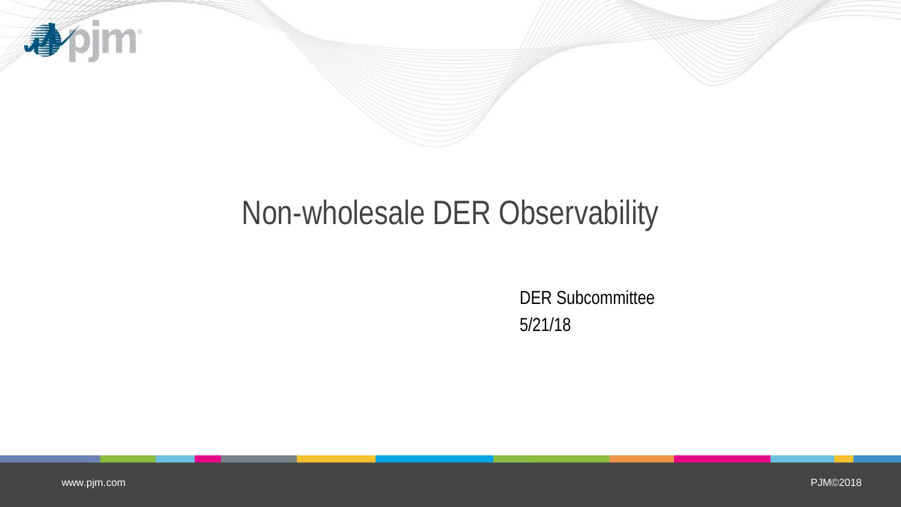# Non-wholesale DER Observability

DER Subcommittee

5/21/18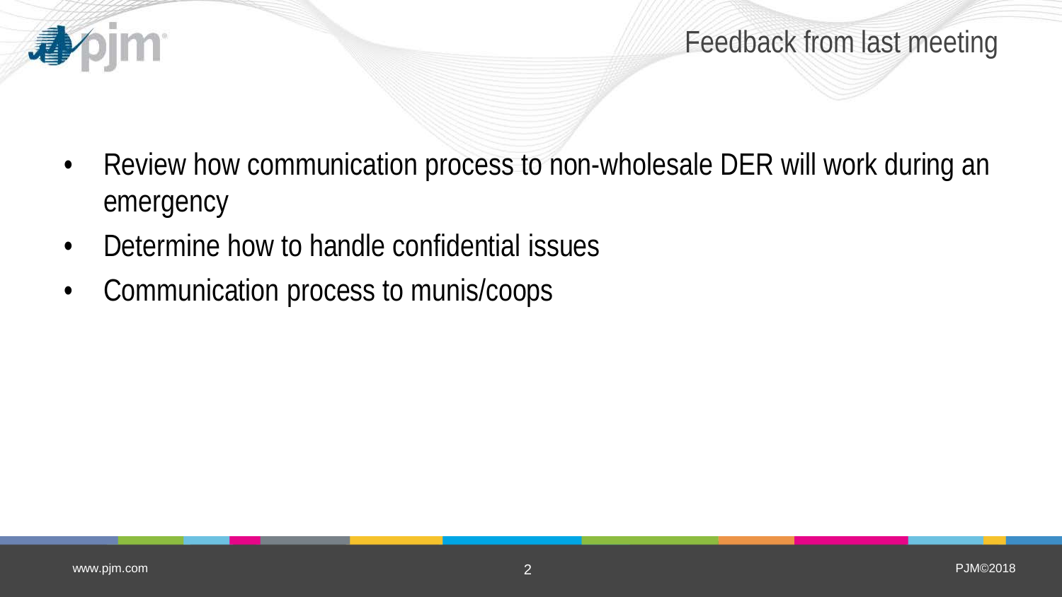# Feedback from last meeting

- Review how communication process to non-wholesale DER will work during an emergency
- Determine how to handle confidential issues
- Communication process to munis/coops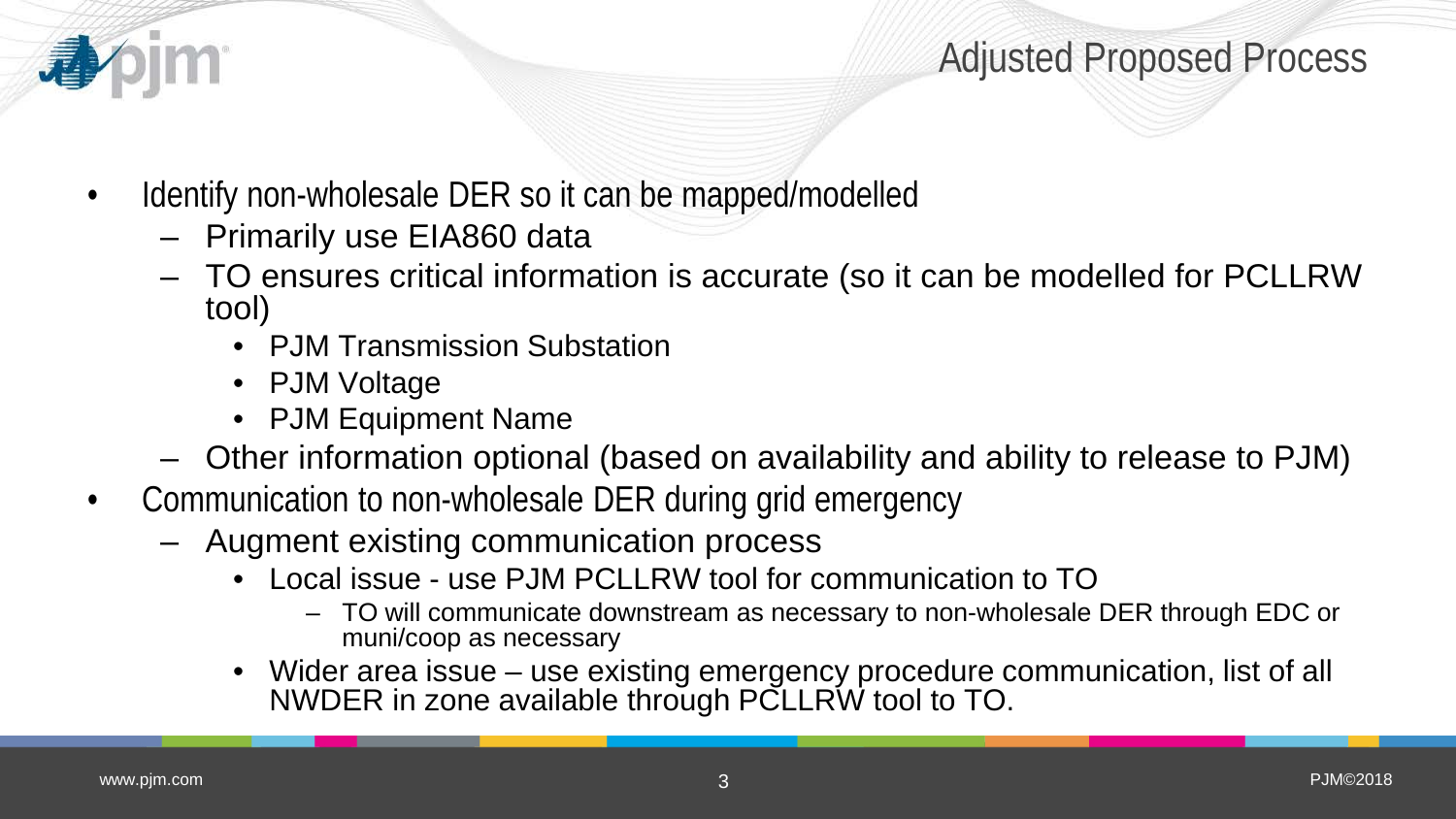# Adjusted Proposed Process

- Identify non-wholesale DER so it can be mapped/modelled
  - Primarily use EIA860 data
  - TO ensures critical information is accurate (so it can be modelled for PCLLRW tool)
    - PJM Transmission Substation
    - PJM Voltage
    - PJM Equipment Name
  - Other information optional (based on availability and ability to release to PJM)
- Communication to non-wholesale DER during grid emergency
  - Augment existing communication process
    - Local issue - use PJM PCLLRW tool for communication to TO
      - TO will communicate downstream as necessary to non-wholesale DER through EDC or muni/coop as necessary
    - Wider area issue – use existing emergency procedure communication, list of all NWDER in zone available through PCLLRW tool to TO.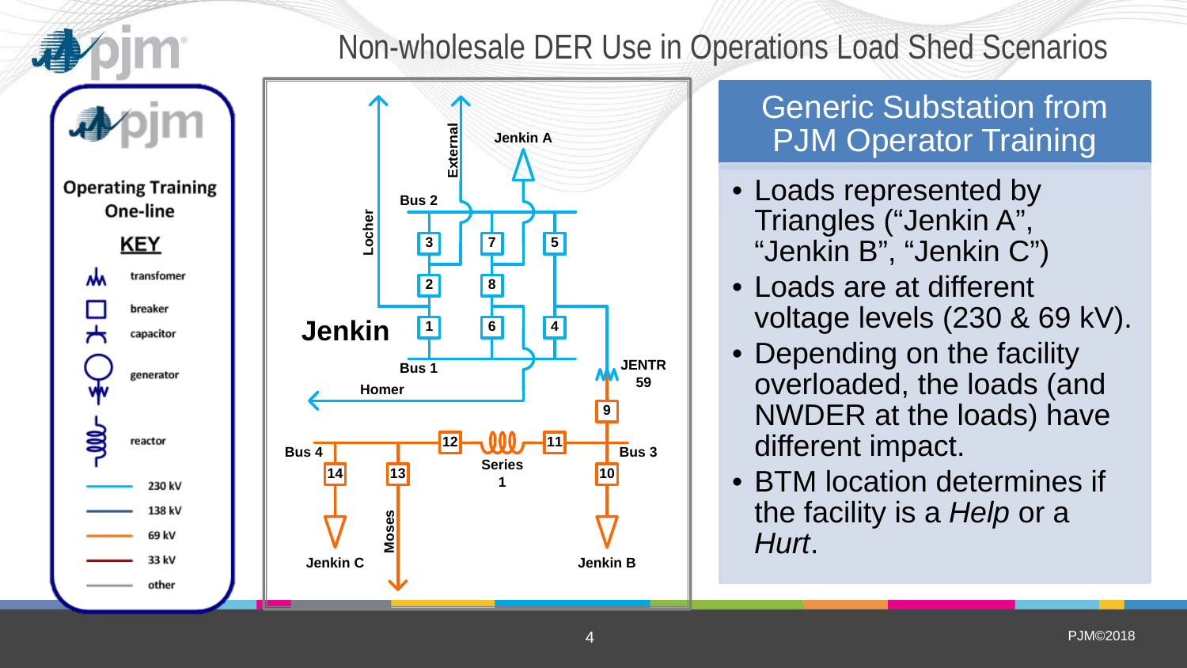# Non-wholesale DER Use in Operations Load Shed Scenarios

**Operating Training One-line**

**KEY**

- transfomer
- breaker
- capacitor
- generator
- reactor
- 230 kV
- 138 kV
- 69 kV
- 33 kV
- other

Jenkin

Bus 1, Bus 2, Bus 3, Bus 4, Jenkin A, Jenkin B, Jenkin C, External, Locher, Homer, Moses, JENTR 59, Series 1, 1, 2, 3, 4, 5, 6, 7, 8, 9, 10, 11, 12, 13, 14

## Generic Substation from PJM Operator Training

- Loads represented by Triangles (“Jenkin A”, “Jenkin B”, “Jenkin C”)
- Loads are at different voltage levels (230 & 69 kV).
- Depending on the facility overloaded, the loads (and NWDER at the loads) have different impact.
- BTM location determines if the facility is a *Help* or a *Hurt*.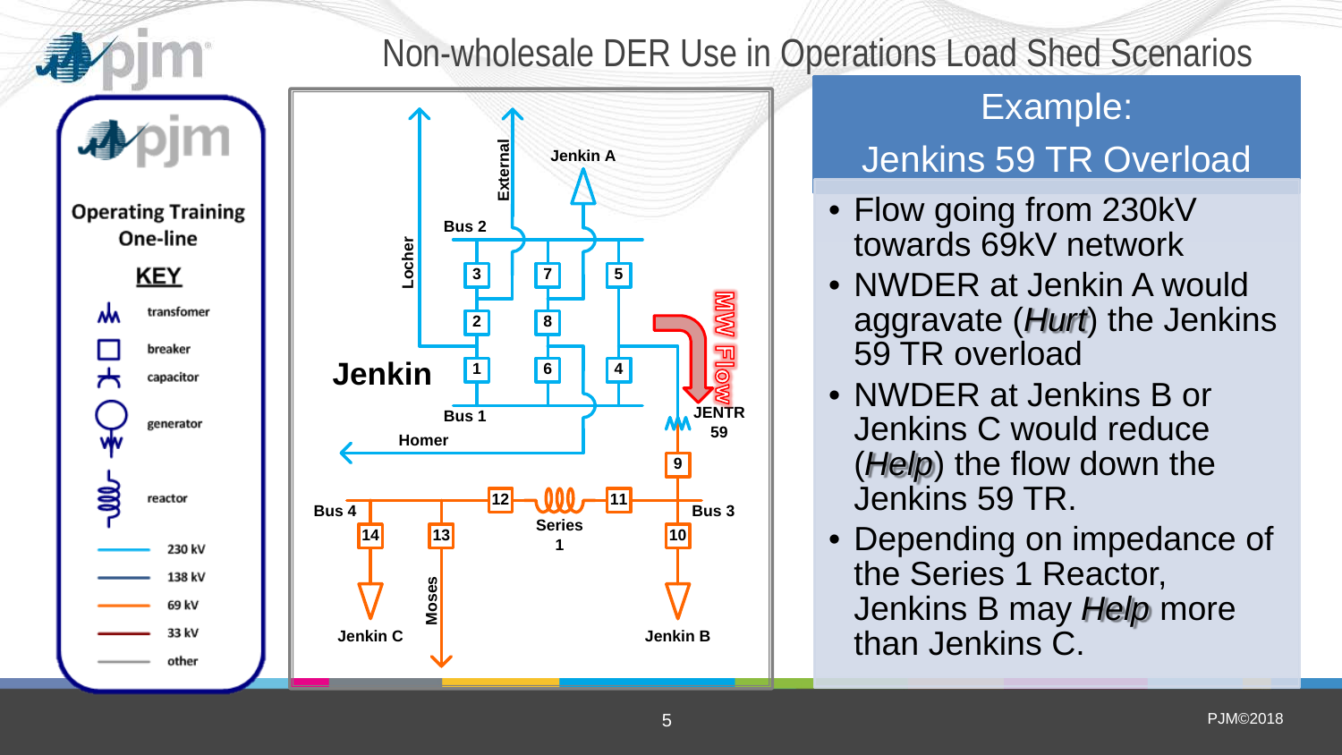# Non-wholesale DER Use in Operations Load Shed Scenarios

## Example: Jenkins 59 TR Overload

- Flow going from 230kV towards 69kV network
- NWDER at Jenkin A would aggravate (*Hurt*) the Jenkins 59 TR overload
- NWDER at Jenkins B or Jenkins C would reduce (*Help*) the flow down the Jenkins 59 TR.
- Depending on impedance of the Series 1 Reactor, Jenkins B may *Help* more than Jenkins C.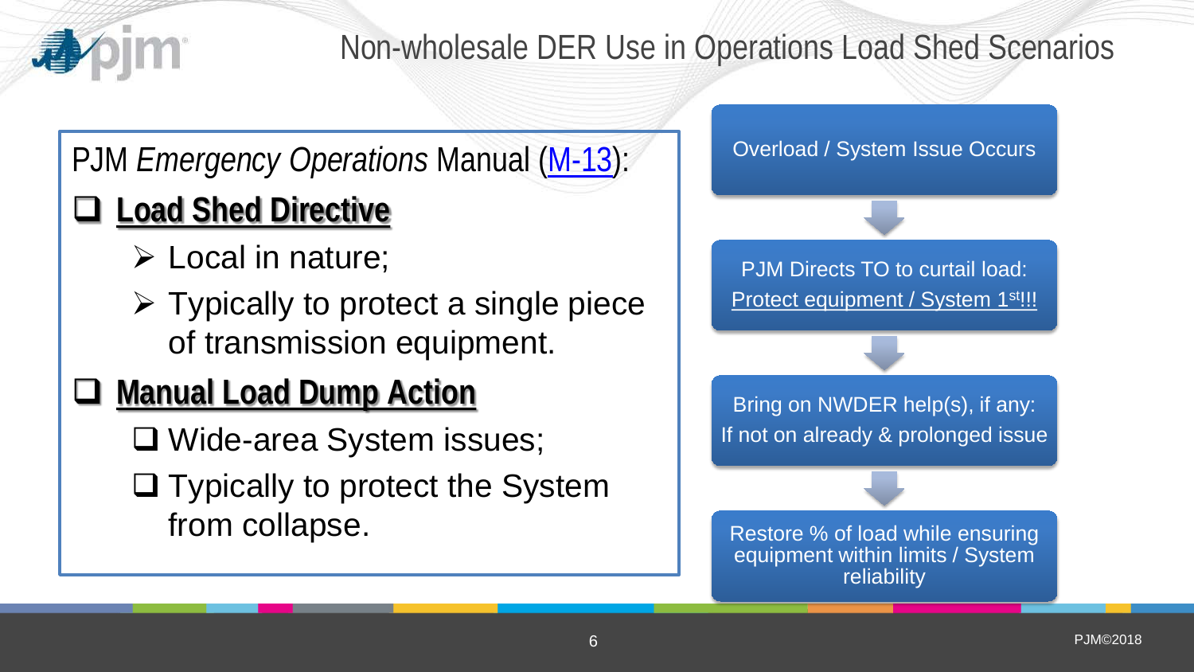# Non-wholesale DER Use in Operations Load Shed Scenarios

PJM *Emergency Operations* Manual (M-13):

- **Load Shed Directive**
  - Local in nature;
  - Typically to protect a single piece of transmission equipment.
- **Manual Load Dump Action**
  - Wide-area System issues;
  - Typically to protect the System from collapse.

Overload / System Issue Occurs

↓

PJM Directs TO to curtail load: Protect equipment / System 1st!!!

↓

Bring on NWDER help(s), if any: If not on already & prolonged issue

↓

Restore % of load while ensuring equipment within limits / System reliability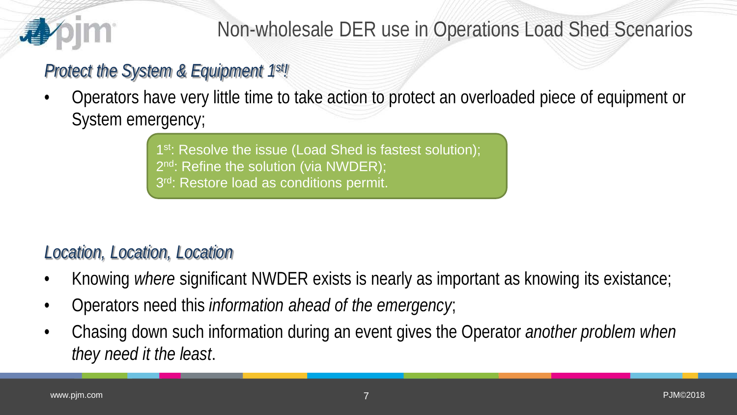# Non-wholesale DER use in Operations Load Shed Scenarios

## *Protect the System & Equipment 1st!*

- Operators have very little time to take action to protect an overloaded piece of equipment or System emergency;

> 1st: Resolve the issue (Load Shed is fastest solution);
> 2nd: Refine the solution (via NWDER);
> 3rd: Restore load as conditions permit.

## *Location, Location, Location*

- Knowing *where* significant NWDER exists is nearly as important as knowing its existance;
- Operators need this *information ahead of the emergency*;
- Chasing down such information during an event gives the Operator *another problem when they need it the least*.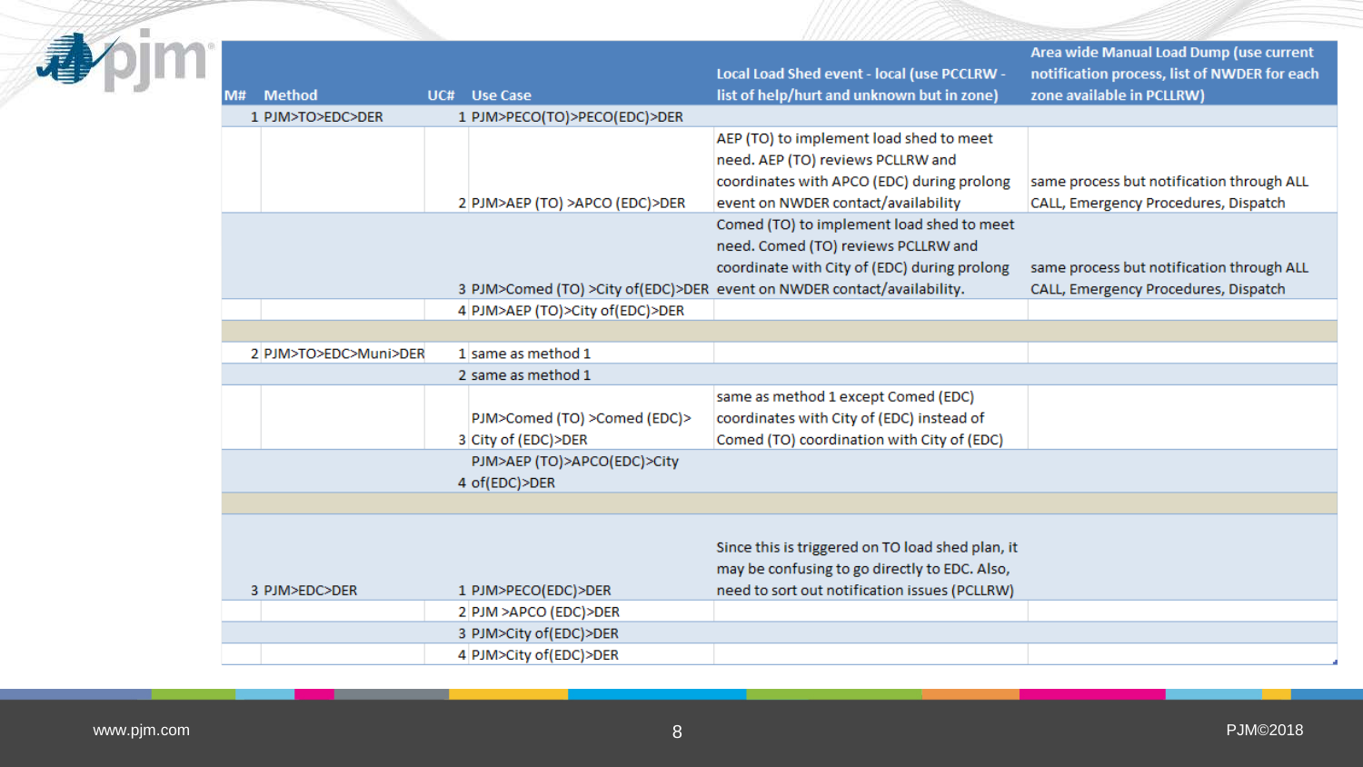| M# | Method | UC# | Use Case | Local Load Shed event - local (use PCCLRW - list of help/hurt and unknown but in zone) | Area wide Manual Load Dump (use current notification process, list of NWDER for each zone available in PCLLRW) |
|---|---|---|---|---|---|
| 1 | PJM>TO>EDC>DER | 1 | PJM>PECO(TO)>PECO(EDC)>DER | | |
| | | 2 | PJM>AEP (TO) >APCO (EDC)>DER | AEP (TO) to implement load shed to meet need. AEP (TO) reviews PCLLRW and coordinates with APCO (EDC) during prolong event on NWDER contact/availability | same process but notification through ALL CALL, Emergency Procedures, Dispatch |
| | | 3 | PJM>Comed (TO) >City of(EDC)>DER | Comed (TO) to implement load shed to meet need. Comed (TO) reviews PCLLRW and coordinate with City of (EDC) during prolong event on NWDER contact/availability. | same process but notification through ALL CALL, Emergency Procedures, Dispatch |
| | | 4 | PJM>AEP (TO)>City of(EDC)>DER | | |
| | | | | | |
| 2 | PJM>TO>EDC>Muni>DER | 1 | same as method 1 | | |
| | | 2 | same as method 1 | | |
| | | 3 | PJM>Comed (TO) >Comed (EDC)> City of (EDC)>DER | same as method 1 except Comed (EDC) coordinates with City of (EDC) instead of Comed (TO) coordination with City of (EDC) | |
| | | 4 | PJM>AEP (TO)>APCO(EDC)>City of(EDC)>DER | | |
| | | | | | |
| 3 | PJM>EDC>DER | 1 | PJM>PECO(EDC)>DER | Since this is triggered on TO load shed plan, it may be confusing to go directly to EDC. Also, need to sort out notification issues (PCLLRW) | |
| | | 2 | PJM >APCO (EDC)>DER | | |
| | | 3 | PJM>City of(EDC)>DER | | |
| | | 4 | PJM>City of(EDC)>DER | | |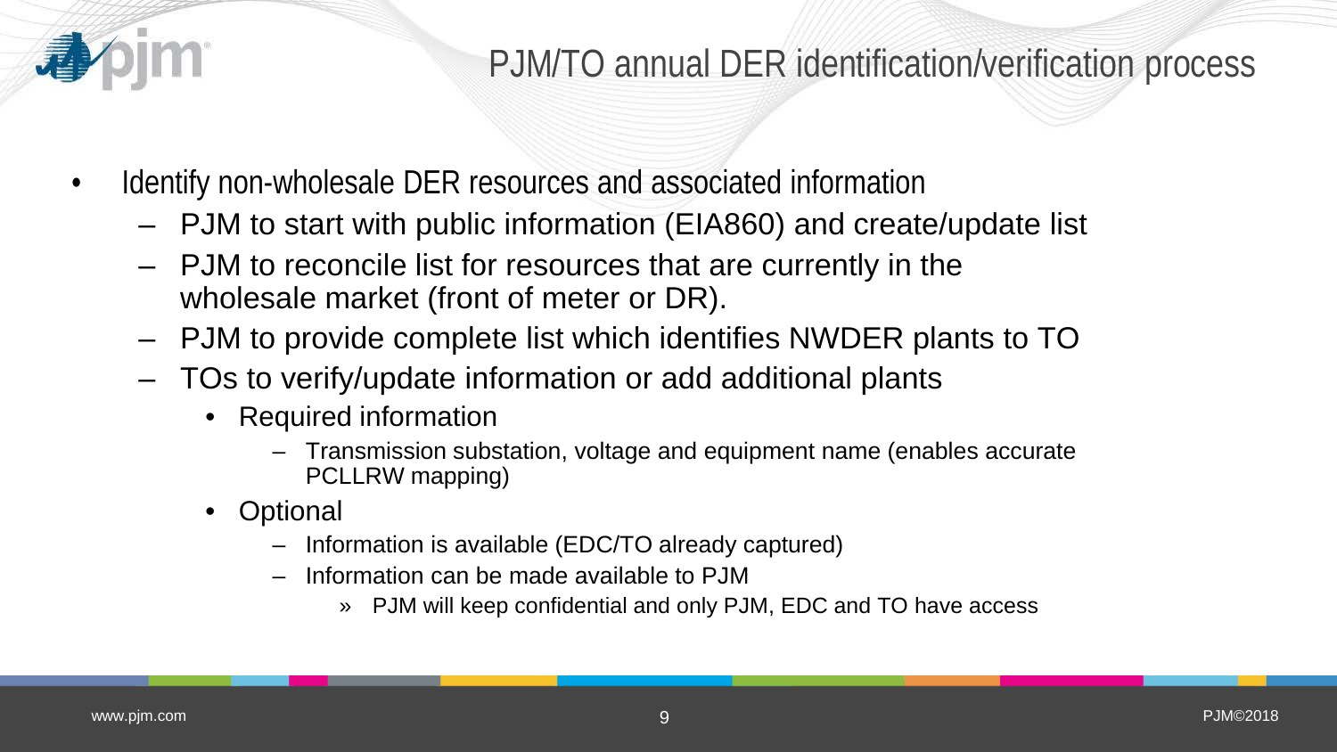# PJM/TO annual DER identification/verification process

- Identify non-wholesale DER resources and associated information
  - PJM to start with public information (EIA860) and create/update list
  - PJM to reconcile list for resources that are currently in the wholesale market (front of meter or DR).
  - PJM to provide complete list which identifies NWDER plants to TO
  - TOs to verify/update information or add additional plants
    - Required information
      - Transmission substation, voltage and equipment name (enables accurate PCLLRW mapping)
    - Optional
      - Information is available (EDC/TO already captured)
      - Information can be made available to PJM
        - PJM will keep confidential and only PJM, EDC and TO have access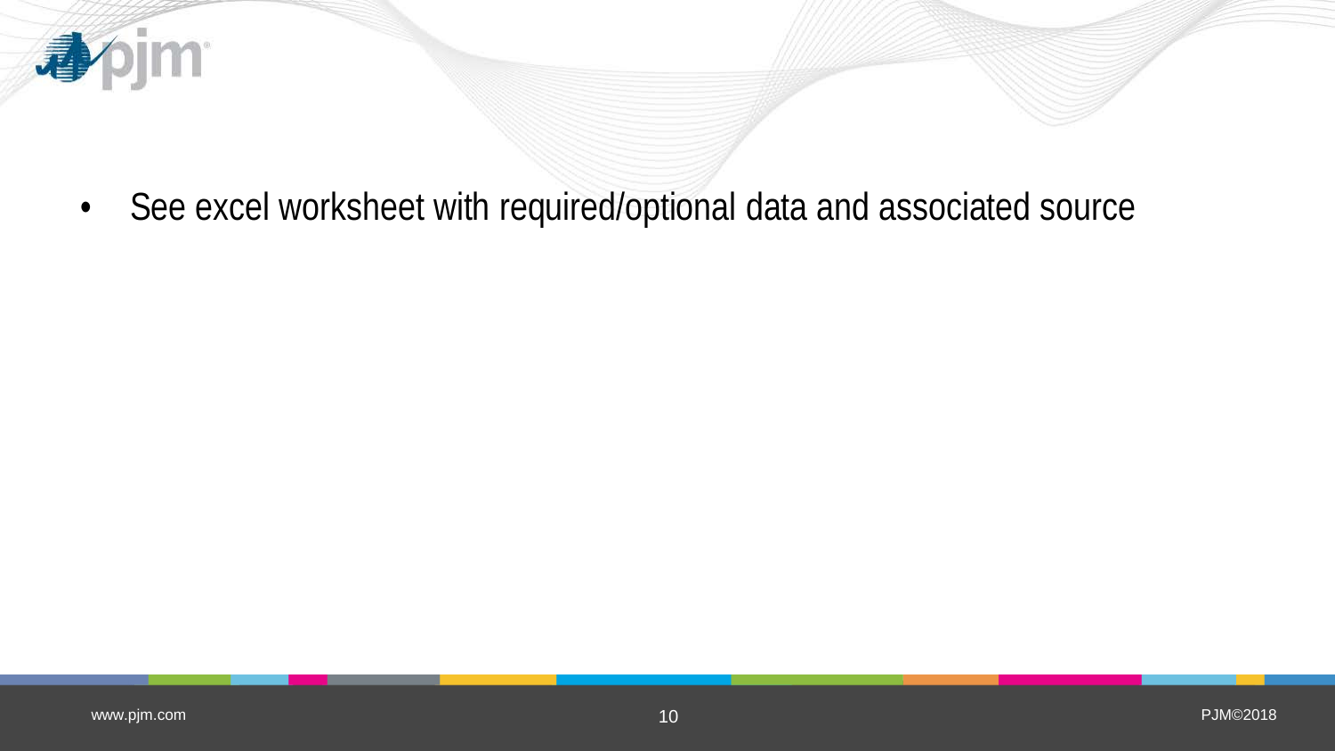- See excel worksheet with required/optional data and associated source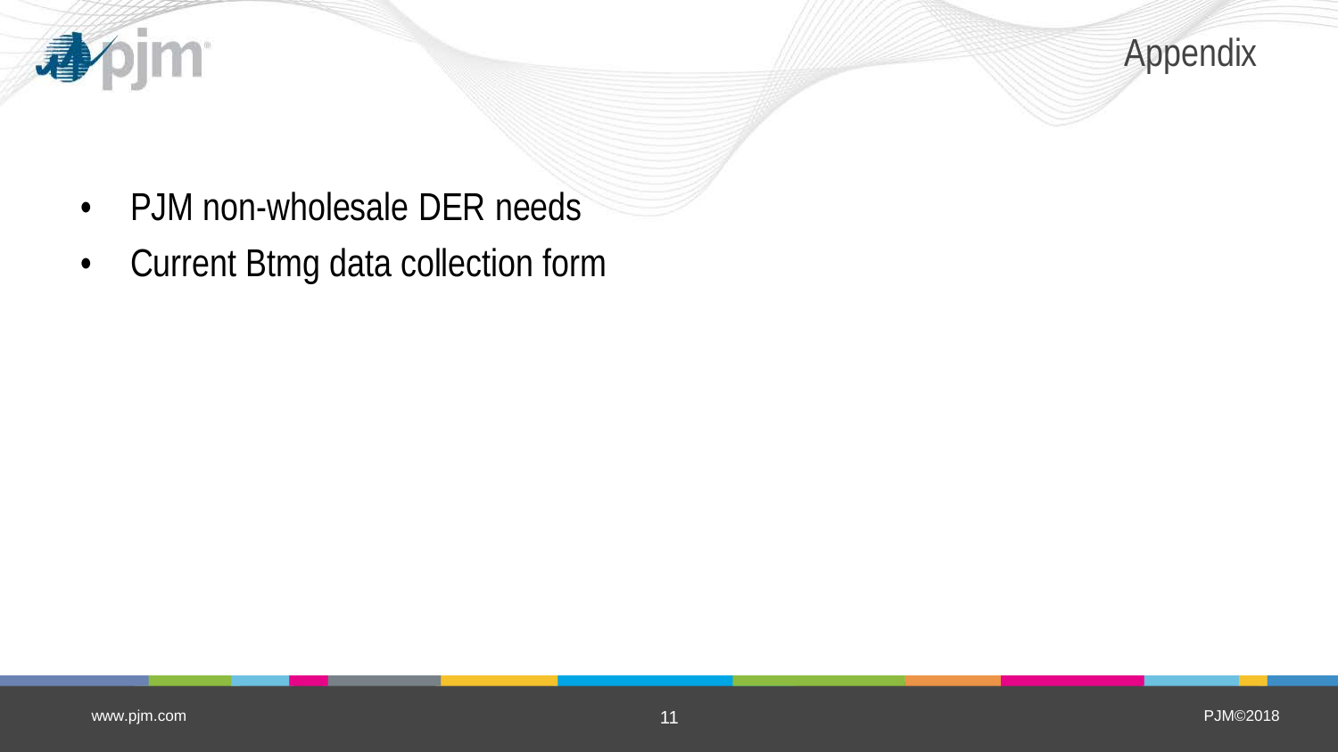# Appendix

- PJM non-wholesale DER needs
- Current Btmg data collection form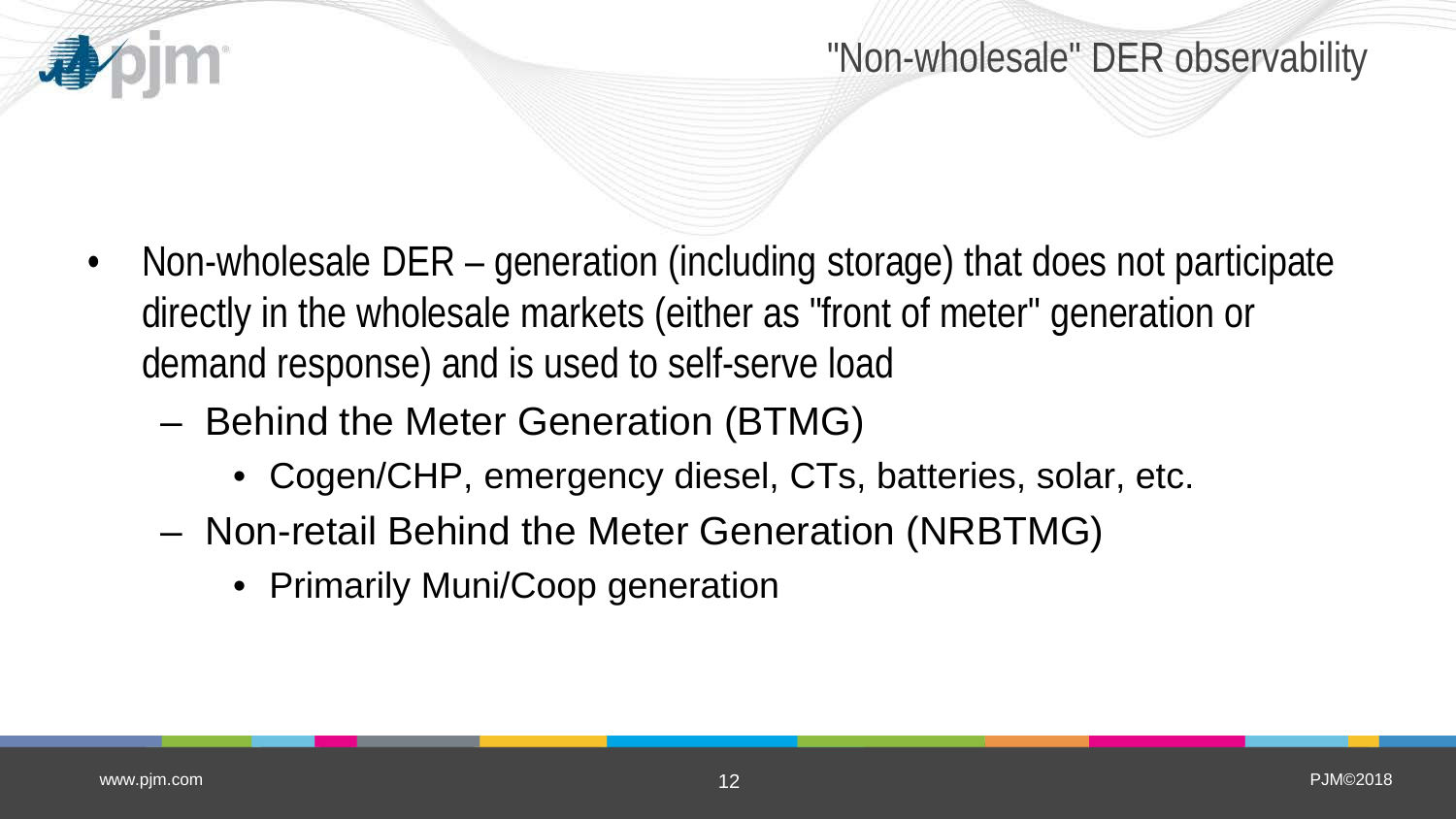# "Non-wholesale" DER observability

- Non-wholesale DER – generation (including storage) that does not participate directly in the wholesale markets (either as "front of meter" generation or demand response) and is used to self-serve load
  - Behind the Meter Generation (BTMG)
    - Cogen/CHP, emergency diesel, CTs, batteries, solar, etc.
  - Non-retail Behind the Meter Generation (NRBTMG)
    - Primarily Muni/Coop generation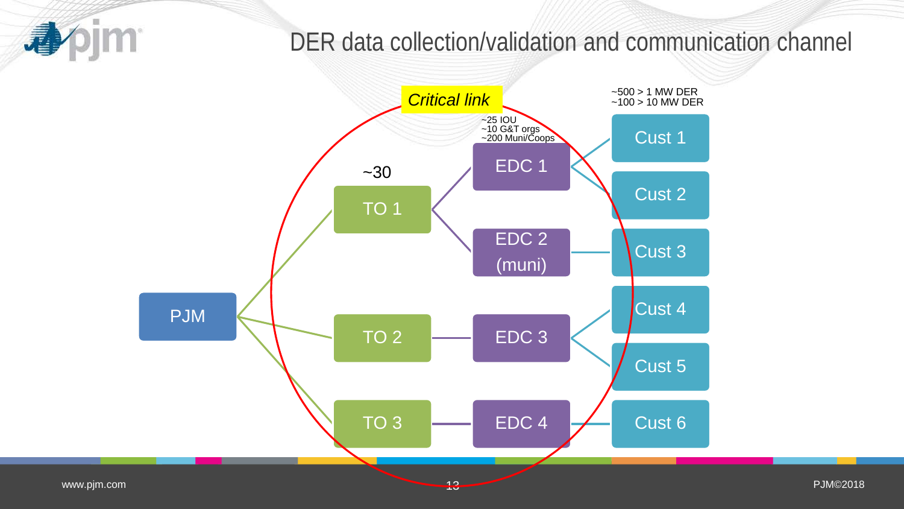# DER data collection/validation and communication channel

*Critical link*

~30

~25 IOU
~10 G&T orgs
~200 Muni/Coops

~500 > 1 MW DER
~100 > 10 MW DER

PJM

TO 1

TO 2

TO 3

EDC 1

EDC 2 (muni)

EDC 3

EDC 4

Cust 1

Cust 2

Cust 3

Cust 4

Cust 5

Cust 6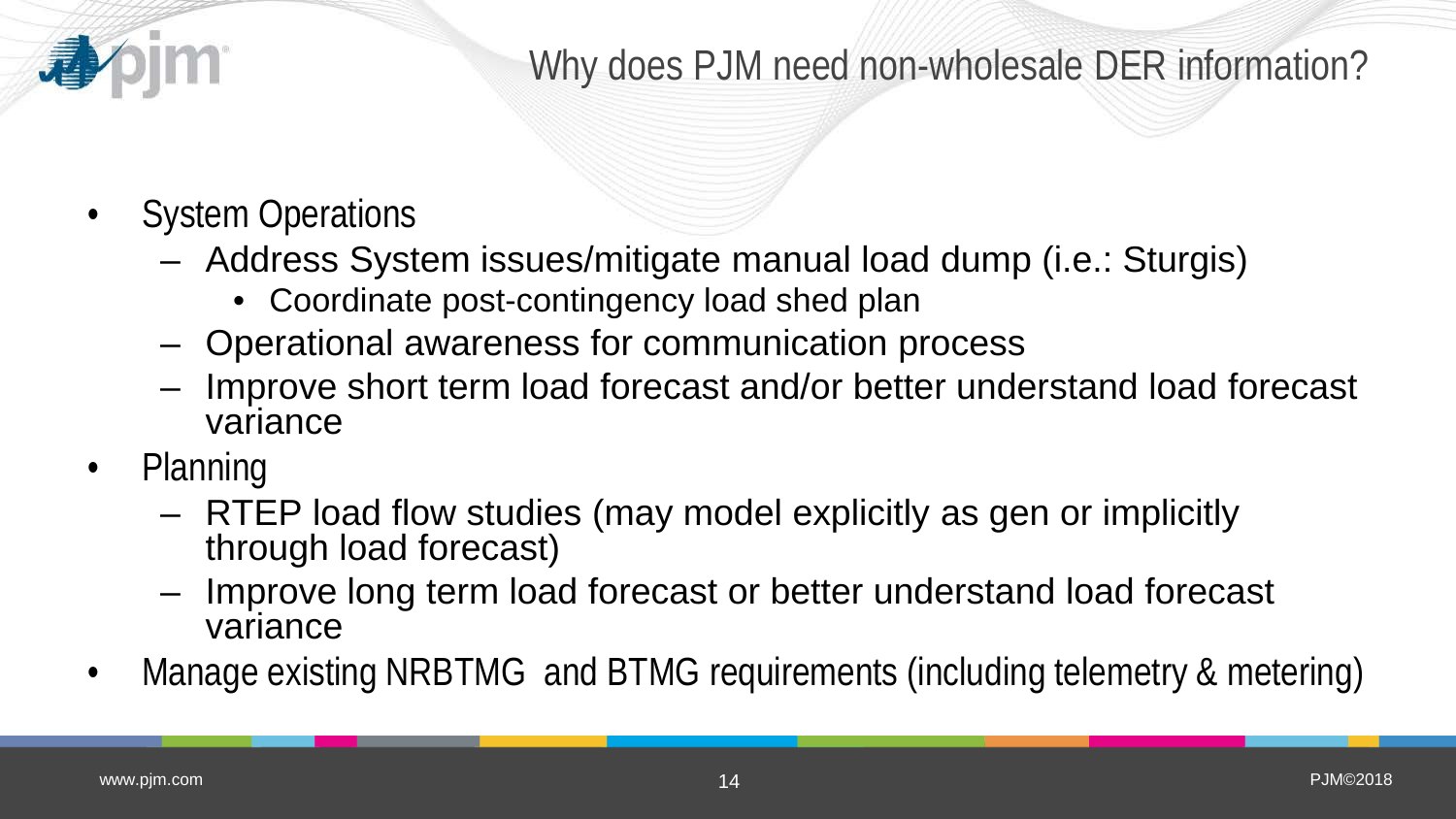# Why does PJM need non-wholesale DER information?

- System Operations
  - Address System issues/mitigate manual load dump (i.e.: Sturgis)
    - Coordinate post-contingency load shed plan
  - Operational awareness for communication process
  - Improve short term load forecast and/or better understand load forecast variance
- Planning
  - RTEP load flow studies (may model explicitly as gen or implicitly through load forecast)
  - Improve long term load forecast or better understand load forecast variance
- Manage existing NRBTMG and BTMG requirements (including telemetry & metering)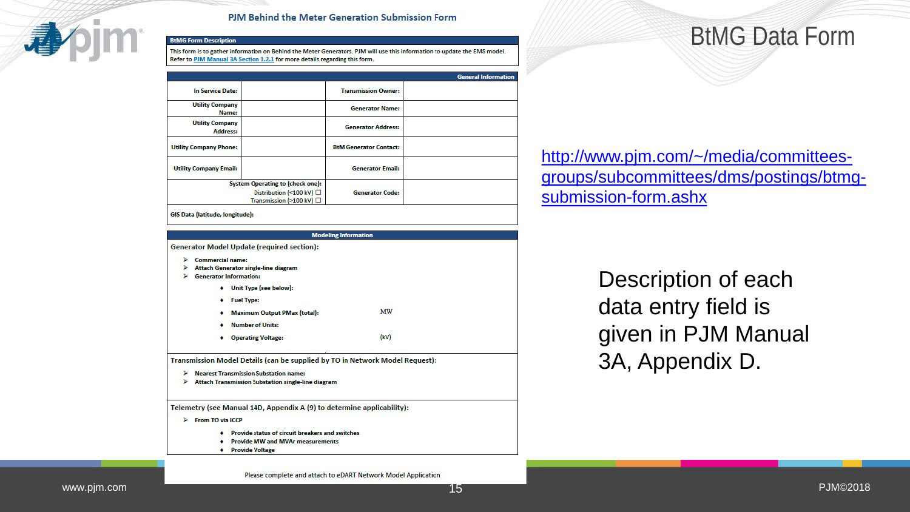# BtMG Data Form

## PJM Behind the Meter Generation Submission Form

**BtMG Form Description**

This form is to gather information on Behind the Meter Generators. PJM will use this information to update the EMS model. Refer to PJM Manual 3A Section 1.2.1 for more details regarding this form.

**General Information**

| | | | |
|---|---|---|---|
| **In Service Date:** | | **Transmission Owner:** | |
| **Utility Company Name:** | | **Generator Name:** | |
| **Utility Company Address:** | | **Generator Address:** | |
| **Utility Company Phone:** | | **BtM Generator Contact:** | |
| **Utility Company Email:** | | **Generator Email:** | |
| **System Operating to (check one):** Distribution (<100 kV) ☐ Transmission (>100 kV) ☐ | | **Generator Code:** | |
| **GIS Data (latitude, longitude):** | | | |

**Modeling Information**

Generator Model Update (required section):

- **Commercial name:**
- **Attach Generator single-line diagram**
- **Generator Information:**
  - **Unit Type (see below):**
  - **Fuel Type:**
  - **Maximum Output PMax (total):** MW
  - **Number of Units:**
  - **Operating Voltage:** (kV)

Transmission Model Details (can be supplied by TO in Network Model Request):

- **Nearest Transmission Substation name:**
- **Attach Transmission Substation single-line diagram**

Telemetry (see Manual 14D, Appendix A (9) to determine applicability):

- **From TO via ICCP**
  - **Provide status of circuit breakers and switches**
  - **Provide MW and MVAr measurements**
  - **Provide Voltage**

Please complete and attach to eDART Network Model Application

http://www.pjm.com/~/media/committees-groups/subcommittees/dms/postings/btmg-submission-form.ashx

Description of each data entry field is given in PJM Manual 3A, Appendix D.